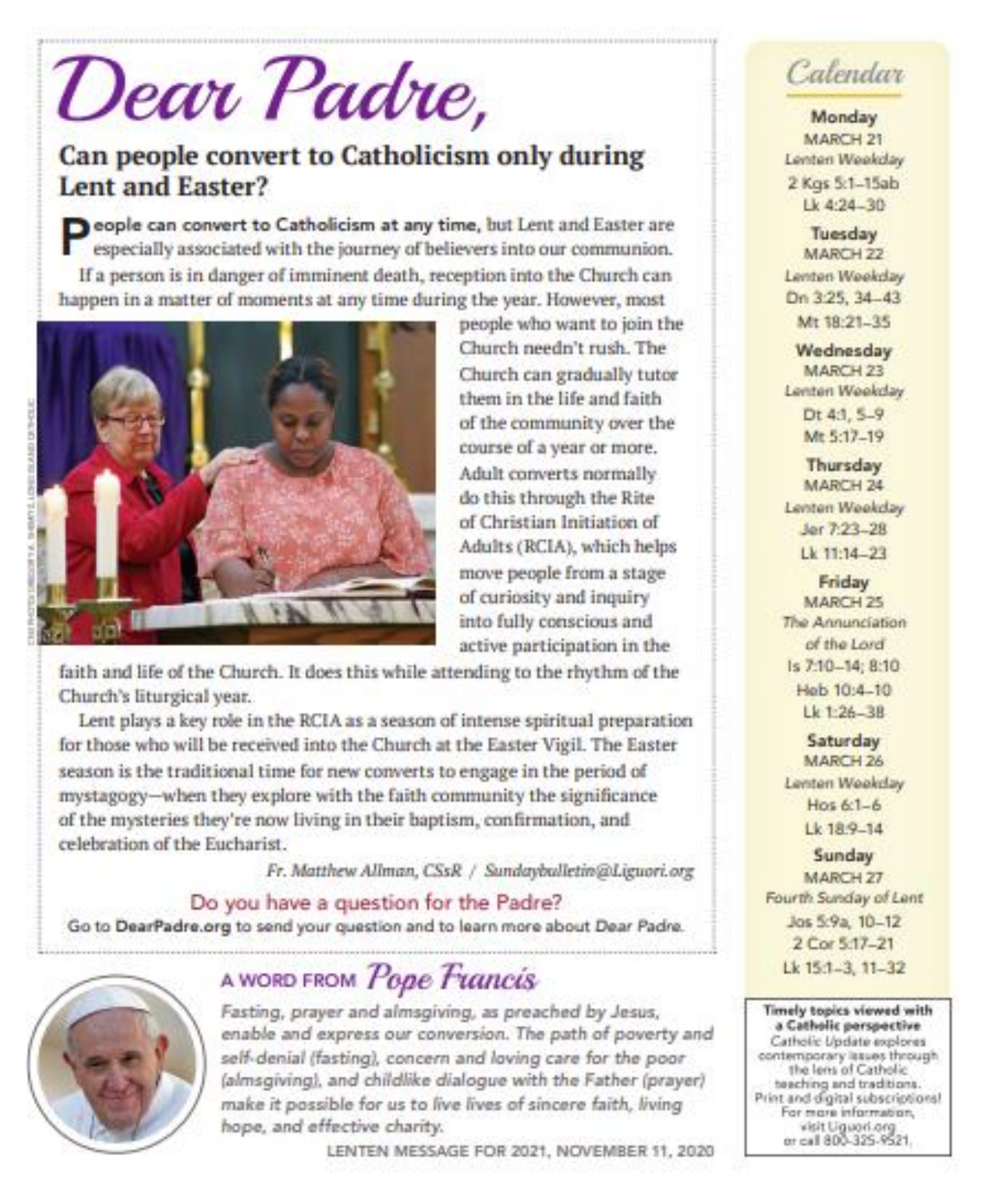# Dear Padre,

## Can people convert to Catholicism only during Lent and Easter?

**People can convert to Catholicism at any time,** but Lent and Easter are especially associated with the journey of believers into our communion.

If a person is in danger of imminent death, reception into the Church can happen in a matter of moments at any time during the year. However, most people who want to join the Church needn't rush. The Church can gradually tutor them in the life and faith of the community over the course of a year or more. Adult converts normally do this through the Rite of Christian Initiation of Adults (RCIA), which helps move people from a stage of curiosity and inquiry into fully conscious and active participation in the faith and life of the Church. It does this while attending to the rhythm of the Church's liturgical year.

Lent plays a key role in the RCIA as a season of intense spiritual preparation for those who will be received into the Church at the Easter Vigil. The Easter season is the traditional time for new converts to engage in the period of mystagogy—when they explore with the faith community the significance of the mysteries they're now living in their baptism, confirmation, and celebration of the Eucharist.

*Fr. Matthew Allman, CSsR / Sundaybulletin@Liguori.org*

### Do you have a question for the Padre?

Go to **DearPadre.org** to send your question and to learn more about *Dear Padre.*

## A WORD FROM *Pope Francis*

*Fasting, prayer and almsgiving, as preached by Jesus, enable and express our conversion. The path of poverty and self-denial (fasting), concern and loving care for the poor (almsgiving), and childlike dialogue with the Father (prayer) make it possible for us to live lives of sincere faith, living hope, and effective charity.*

LENTEN MESSAGE FOR 2021, NOVEMBER 11, 2020

## *Calendar*

**Monday**
MARCH 21
*Lenten Weekday*
2 Kgs 5:1–15ab
Lk 4:24–30

**Tuesday**
MARCH 22
*Lenten Weekday*
Dn 3:25, 34–43
Mt 18:21–35

**Wednesday**
MARCH 23
*Lenten Weekday*
Dt 4:1, 5–9
Mt 5:17–19

**Thursday**
MARCH 24
*Lenten Weekday*
Jer 7:23–28
Lk 11:14–23

**Friday**
MARCH 25
*The Annunciation of the Lord*
Is 7:10–14; 8:10
Heb 10:4–10
Lk 1:26–38

**Saturday**
MARCH 26
*Lenten Weekday*
Hos 6:1–6
Lk 18:9–14

**Sunday**
MARCH 27
*Fourth Sunday of Lent*
Jos 5:9a, 10–12
2 Cor 5:17–21
Lk 15:1–3, 11–32

**Timely topics viewed with a Catholic perspective**
Catholic Update explores contemporary issues through the lens of Catholic teaching and traditions. Print and digital subscriptions! For more information, visit Liguori.org or call 800-325-9521.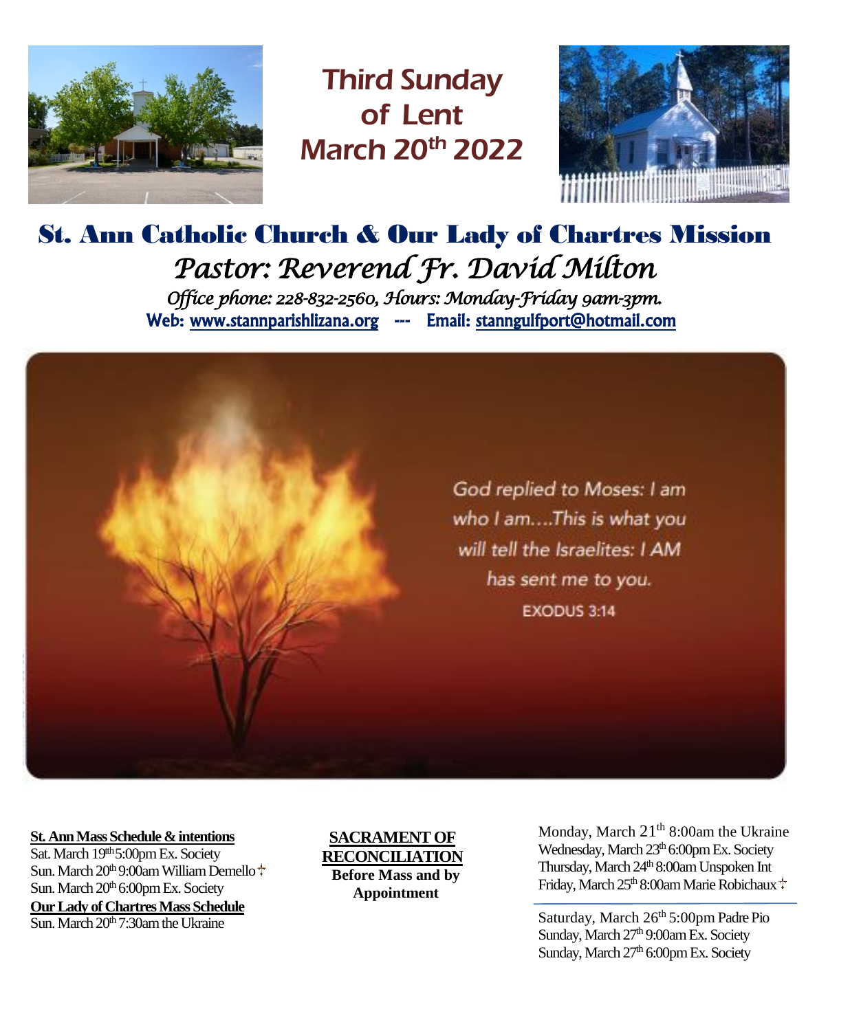# Third Sunday of Lent March 20th 2022

## St. Ann Catholic Church & Our Lady of Chartres Mission

*Pastor: Reverend Fr. David Milton*

*Office phone: 228-832-2560, Hours: Monday-Friday 9am-3pm.*

**Web: www.stannparishlizana.org --- Email: stanngulfport@hotmail.com**

God replied to Moses: I am who I am....This is what you will tell the Israelites: I AM has sent me to you.

EXODUS 3:14

**St. Ann Mass Schedule & intentions**

Sat. March 19th 5:00pm Ex. Society
Sun. March 20th 9:00am William Demello ✝
Sun. March 20th 6:00pm Ex. Society

**Our Lady of Chartres Mass Schedule**

Sun. March 20th 7:30am the Ukraine

**SACRAMENT OF RECONCILIATION**

**Before Mass and by Appointment**

Monday, March 21th 8:00am the Ukraine
Wednesday, March 23th 6:00pm Ex. Society
Thursday, March 24th 8:00am Unspoken Int
Friday, March 25th 8:00am Marie Robichaux ✝

Saturday, March 26th 5:00pm Padre Pio
Sunday, March 27th 9:00am Ex. Society
Sunday, March 27th 6:00pm Ex. Society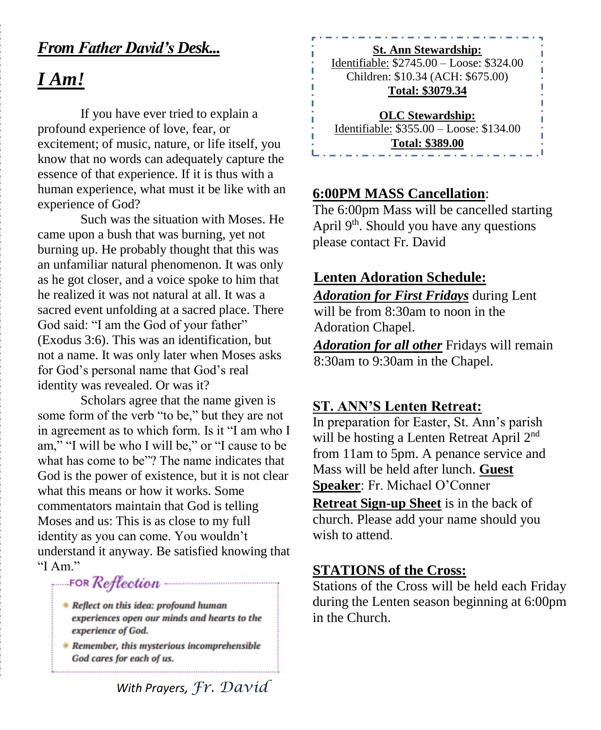## *From Father David's Desk...*

## *I Am!*

If you have ever tried to explain a profound experience of love, fear, or excitement; of music, nature, or life itself, you know that no words can adequately capture the essence of that experience. If it is thus with a human experience, what must it be like with an experience of God?

Such was the situation with Moses. He came upon a bush that was burning, yet not burning up. He probably thought that this was an unfamiliar natural phenomenon. It was only as he got closer, and a voice spoke to him that he realized it was not natural at all. It was a sacred event unfolding at a sacred place. There God said: "I am the God of your father" (Exodus 3:6). This was an identification, but not a name. It was only later when Moses asks for God's personal name that God's real identity was revealed. Or was it?

Scholars agree that the name given is some form of the verb "to be," but they are not in agreement as to which form. Is it "I am who I am," "I will be who I will be," or "I cause to be what has come to be"? The name indicates that God is the power of existence, but it is not clear what this means or how it works. Some commentators maintain that God is telling Moses and us: This is as close to my full identity as you can come. You wouldn't understand it anyway. Be satisfied knowing that "I Am."

**FOR *Reflection***

- ***Reflect on this idea: profound human experiences open our minds and hearts to the experience of God.***
- ***Remember, this mysterious incomprehensible God cares for each of us.***

*With Prayers, Fr. David*

**St. Ann Stewardship:**
Identifiable: $2745.00 – Loose: $324.00
Children: $10.34 (ACH: $675.00)
**Total: $3079.34**

**OLC Stewardship:**
Identifiable: $355.00 – Loose: $134.00
**Total: $389.00**

**6:00PM MASS Cancellation**:
The 6:00pm Mass will be cancelled starting April 9th. Should you have any questions please contact Fr. David

**Lenten Adoration Schedule:**
***Adoration for First Fridays*** during Lent will be from 8:30am to noon in the Adoration Chapel.
***Adoration for all other*** Fridays will remain 8:30am to 9:30am in the Chapel.

**ST. ANN'S Lenten Retreat:**
In preparation for Easter, St. Ann's parish will be hosting a Lenten Retreat April 2nd from 11am to 5pm. A penance service and Mass will be held after lunch. **Guest Speaker**: Fr. Michael O'Conner
**Retreat Sign-up Sheet** is in the back of church. Please add your name should you wish to attend.

**STATIONS of the Cross:**
Stations of the Cross will be held each Friday during the Lenten season beginning at 6:00pm in the Church.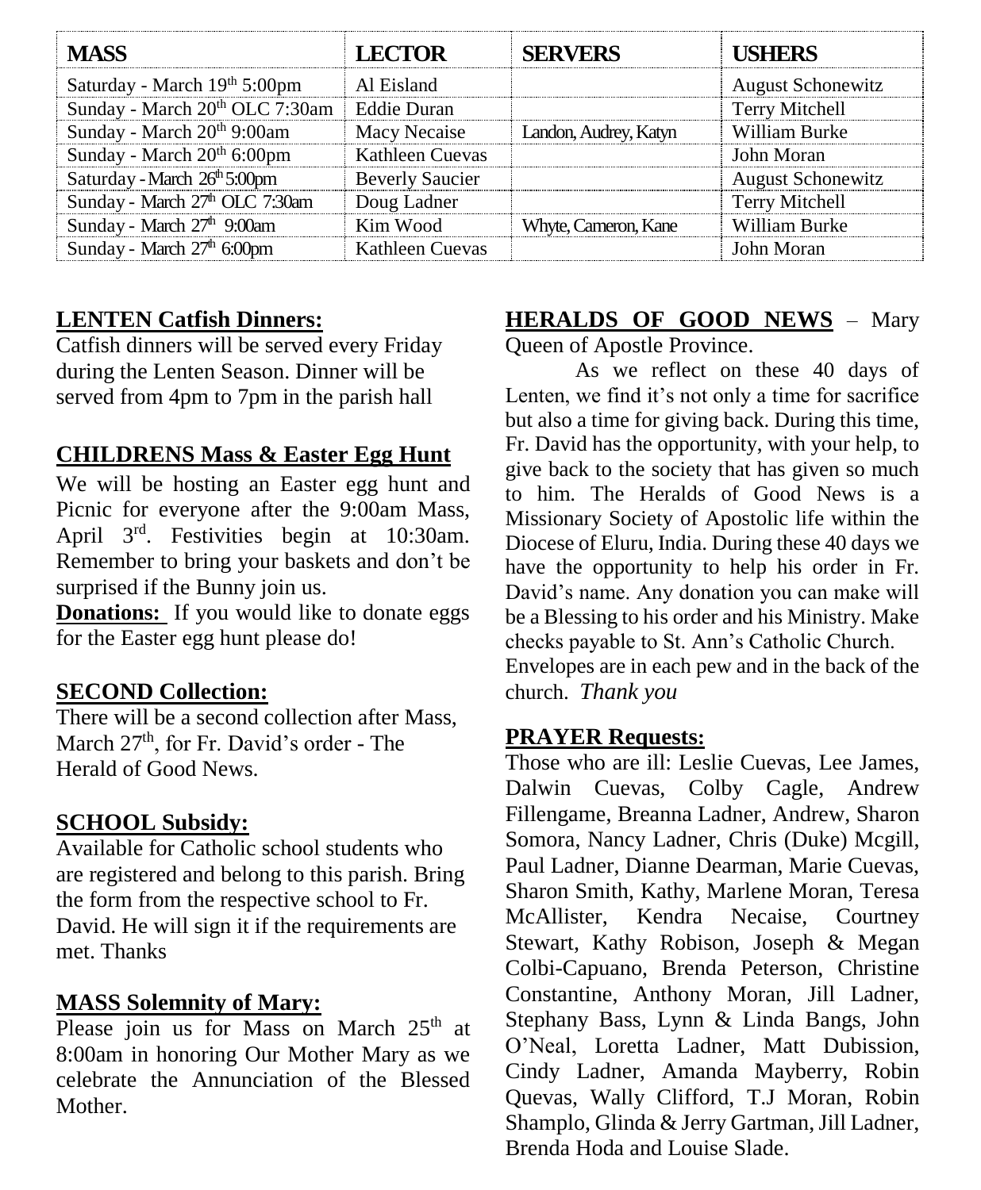| MASS | LECTOR | SERVERS | USHERS |
|---|---|---|---|
| Saturday - March 19th 5:00pm | Al Eisland | | August Schonewitz |
| Sunday - March 20th OLC 7:30am | Eddie Duran | | Terry Mitchell |
| Sunday - March 20th 9:00am | Macy Necaise | Landon, Audrey, Katyn | William Burke |
| Sunday - March 20th 6:00pm | Kathleen Cuevas | | John Moran |
| Saturday - March 26th 5:00pm | Beverly Saucier | | August Schonewitz |
| Sunday - March 27th OLC 7:30am | Doug Ladner | | Terry Mitchell |
| Sunday - March 27th 9:00am | Kim Wood | Whyte, Cameron, Kane | William Burke |
| Sunday - March 27th 6:00pm | Kathleen Cuevas | | John Moran |

**LENTEN Catfish Dinners:**

Catfish dinners will be served every Friday during the Lenten Season. Dinner will be served from 4pm to 7pm in the parish hall

**CHILDRENS Mass & Easter Egg Hunt**

We will be hosting an Easter egg hunt and Picnic for everyone after the 9:00am Mass, April 3rd. Festivities begin at 10:30am. Remember to bring your baskets and don't be surprised if the Bunny join us.

**Donations:** If you would like to donate eggs for the Easter egg hunt please do!

**SECOND Collection:**

There will be a second collection after Mass, March 27th, for Fr. David's order - The Herald of Good News.

**SCHOOL Subsidy:**

Available for Catholic school students who are registered and belong to this parish. Bring the form from the respective school to Fr. David. He will sign it if the requirements are met. Thanks

**MASS Solemnity of Mary:**

Please join us for Mass on March 25th at 8:00am in honoring Our Mother Mary as we celebrate the Annunciation of the Blessed Mother.

**HERALDS OF GOOD NEWS** – Mary Queen of Apostle Province.

As we reflect on these 40 days of Lenten, we find it's not only a time for sacrifice but also a time for giving back. During this time, Fr. David has the opportunity, with your help, to give back to the society that has given so much to him. The Heralds of Good News is a Missionary Society of Apostolic life within the Diocese of Eluru, India. During these 40 days we have the opportunity to help his order in Fr. David's name. Any donation you can make will be a Blessing to his order and his Ministry. Make checks payable to St. Ann's Catholic Church. Envelopes are in each pew and in the back of the church. *Thank you*

**PRAYER Requests:**

Those who are ill: Leslie Cuevas, Lee James, Dalwin Cuevas, Colby Cagle, Andrew Fillengame, Breanna Ladner, Andrew, Sharon Somora, Nancy Ladner, Chris (Duke) Mcgill, Paul Ladner, Dianne Dearman, Marie Cuevas, Sharon Smith, Kathy, Marlene Moran, Teresa McAllister, Kendra Necaise, Courtney Stewart, Kathy Robison, Joseph & Megan Colbi-Capuano, Brenda Peterson, Christine Constantine, Anthony Moran, Jill Ladner, Stephany Bass, Lynn & Linda Bangs, John O'Neal, Loretta Ladner, Matt Dubission, Cindy Ladner, Amanda Mayberry, Robin Quevas, Wally Clifford, T.J Moran, Robin Shamplo, Glinda & Jerry Gartman, Jill Ladner, Brenda Hoda and Louise Slade.